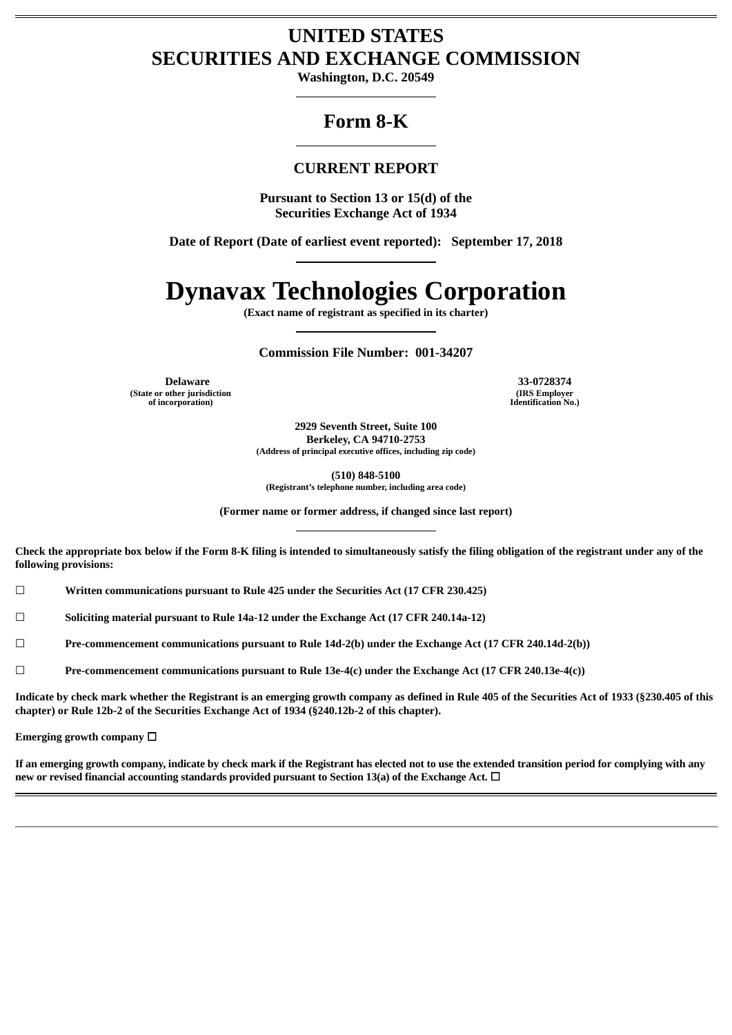# UNITED STATES
# SECURITIES AND EXCHANGE COMMISSION

**Washington, D.C. 20549**

## Form 8-K

### CURRENT REPORT

**Pursuant to Section 13 or 15(d) of the Securities Exchange Act of 1934**

**Date of Report (Date of earliest event reported): September 17, 2018**

# Dynavax Technologies Corporation

**(Exact name of registrant as specified in its charter)**

**Commission File Number: 001-34207**

| **Delaware** | **33-0728374** |
|---|---|
| **(State or other jurisdiction of incorporation)** | **(IRS Employer Identification No.)** |

**2929 Seventh Street, Suite 100**
**Berkeley, CA 94710-2753**
**(Address of principal executive offices, including zip code)**

**(510) 848-5100**
**(Registrant's telephone number, including area code)**

**(Former name or former address, if changed since last report)**

**Check the appropriate box below if the Form 8-K filing is intended to simultaneously satisfy the filing obligation of the registrant under any of the following provisions:**

☐ **Written communications pursuant to Rule 425 under the Securities Act (17 CFR 230.425)**

☐ **Soliciting material pursuant to Rule 14a-12 under the Exchange Act (17 CFR 240.14a-12)**

☐ **Pre-commencement communications pursuant to Rule 14d-2(b) under the Exchange Act (17 CFR 240.14d-2(b))**

☐ **Pre-commencement communications pursuant to Rule 13e-4(c) under the Exchange Act (17 CFR 240.13e-4(c))**

**Indicate by check mark whether the Registrant is an emerging growth company as defined in Rule 405 of the Securities Act of 1933 (§230.405 of this chapter) or Rule 12b-2 of the Securities Exchange Act of 1934 (§240.12b-2 of this chapter).**

**Emerging growth company** ☐

**If an emerging growth company, indicate by check mark if the Registrant has elected not to use the extended transition period for complying with any new or revised financial accounting standards provided pursuant to Section 13(a) of the Exchange Act.** ☐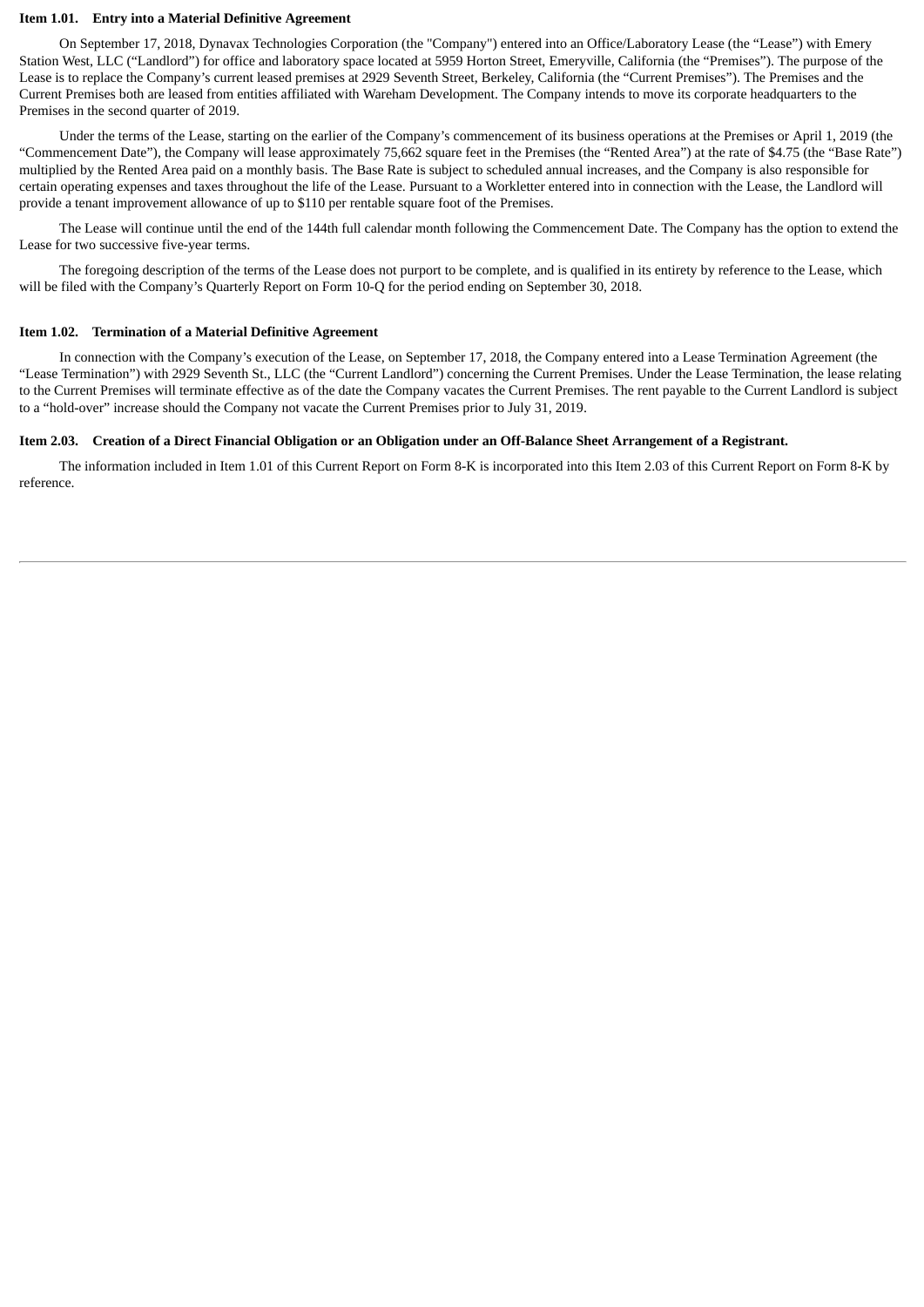**Item 1.01. Entry into a Material Definitive Agreement**

On September 17, 2018, Dynavax Technologies Corporation (the "Company") entered into an Office/Laboratory Lease (the “Lease”) with Emery Station West, LLC (“Landlord”) for office and laboratory space located at 5959 Horton Street, Emeryville, California (the “Premises”). The purpose of the Lease is to replace the Company’s current leased premises at 2929 Seventh Street, Berkeley, California (the “Current Premises”). The Premises and the Current Premises both are leased from entities affiliated with Wareham Development. The Company intends to move its corporate headquarters to the Premises in the second quarter of 2019.

Under the terms of the Lease, starting on the earlier of the Company’s commencement of its business operations at the Premises or April 1, 2019 (the “Commencement Date”), the Company will lease approximately 75,662 square feet in the Premises (the “Rented Area”) at the rate of $4.75 (the “Base Rate”) multiplied by the Rented Area paid on a monthly basis. The Base Rate is subject to scheduled annual increases, and the Company is also responsible for certain operating expenses and taxes throughout the life of the Lease. Pursuant to a Workletter entered into in connection with the Lease, the Landlord will provide a tenant improvement allowance of up to $110 per rentable square foot of the Premises.

The Lease will continue until the end of the 144th full calendar month following the Commencement Date. The Company has the option to extend the Lease for two successive five-year terms.

The foregoing description of the terms of the Lease does not purport to be complete, and is qualified in its entirety by reference to the Lease, which will be filed with the Company’s Quarterly Report on Form 10-Q for the period ending on September 30, 2018.

**Item 1.02. Termination of a Material Definitive Agreement**

In connection with the Company’s execution of the Lease, on September 17, 2018, the Company entered into a Lease Termination Agreement (the “Lease Termination”) with 2929 Seventh St., LLC (the “Current Landlord”) concerning the Current Premises. Under the Lease Termination, the lease relating to the Current Premises will terminate effective as of the date the Company vacates the Current Premises. The rent payable to the Current Landlord is subject to a “hold-over” increase should the Company not vacate the Current Premises prior to July 31, 2019.

**Item 2.03. Creation of a Direct Financial Obligation or an Obligation under an Off-Balance Sheet Arrangement of a Registrant.**

The information included in Item 1.01 of this Current Report on Form 8-K is incorporated into this Item 2.03 of this Current Report on Form 8-K by reference.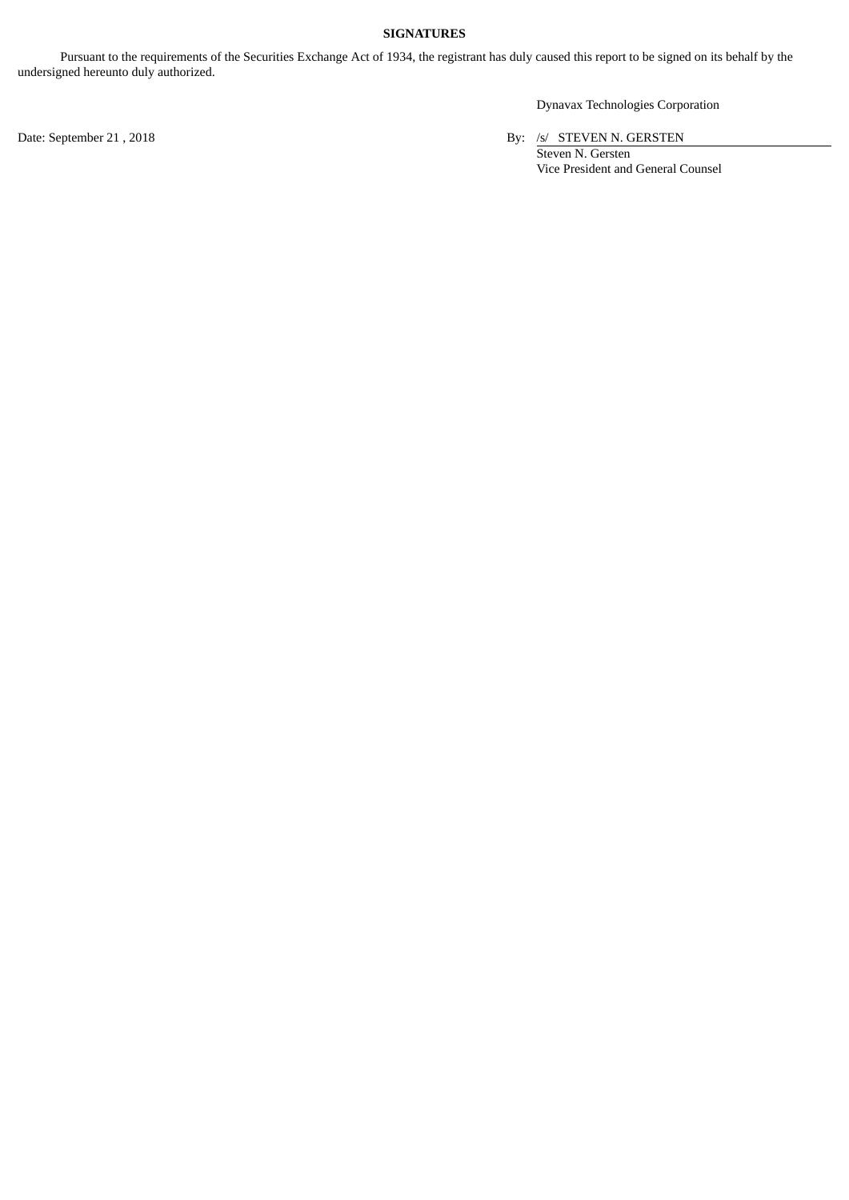**SIGNATURES**

Pursuant to the requirements of the Securities Exchange Act of 1934, the registrant has duly caused this report to be signed on its behalf by the undersigned hereunto duly authorized.

Dynavax Technologies Corporation

Date: September 21 , 2018

By: /s/ STEVEN N. GERSTEN

Steven N. Gersten

Vice President and General Counsel